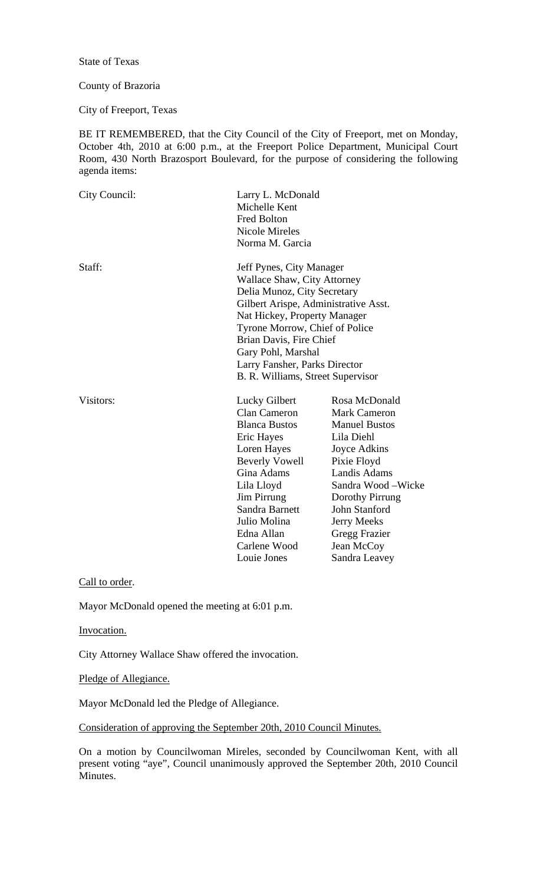State of Texas

County of Brazoria

City of Freeport, Texas

BE IT REMEMBERED, that the City Council of the City of Freeport, met on Monday, October 4th, 2010 at 6:00 p.m., at the Freeport Police Department, Municipal Court Room, 430 North Brazosport Boulevard, for the purpose of considering the following agenda items:

City Council:

Larry L. McDonald
Michelle Kent
Fred Bolton
Nicole Mireles
Norma M. Garcia

Staff:

Jeff Pynes, City Manager
Wallace Shaw, City Attorney
Delia Munoz, City Secretary
Gilbert Arispe, Administrative Asst.
Nat Hickey, Property Manager
Tyrone Morrow, Chief of Police
Brian Davis, Fire Chief
Gary Pohl, Marshal
Larry Fansher, Parks Director
B. R. Williams, Street Supervisor

Visitors:

| | |
|---|---|
| Lucky Gilbert | Rosa McDonald |
| Clan Cameron | Mark Cameron |
| Blanca Bustos | Manuel Bustos |
| Eric Hayes | Lila Diehl |
| Loren Hayes | Joyce Adkins |
| Beverly Vowell | Pixie Floyd |
| Gina Adams | Landis Adams |
| Lila Lloyd | Sandra Wood –Wicke |
| Jim Pirrung | Dorothy Pirrung |
| Sandra Barnett | John Stanford |
| Julio Molina | Jerry Meeks |
| Edna Allan | Gregg Frazier |
| Carlene Wood | Jean McCoy |
| Louie Jones | Sandra Leavey |

Call to order.

Mayor McDonald opened the meeting at 6:01 p.m.

Invocation.

City Attorney Wallace Shaw offered the invocation.

Pledge of Allegiance.

Mayor McDonald led the Pledge of Allegiance.

Consideration of approving the September 20th, 2010 Council Minutes.

On a motion by Councilwoman Mireles, seconded by Councilwoman Kent, with all present voting "aye", Council unanimously approved the September 20th, 2010 Council Minutes.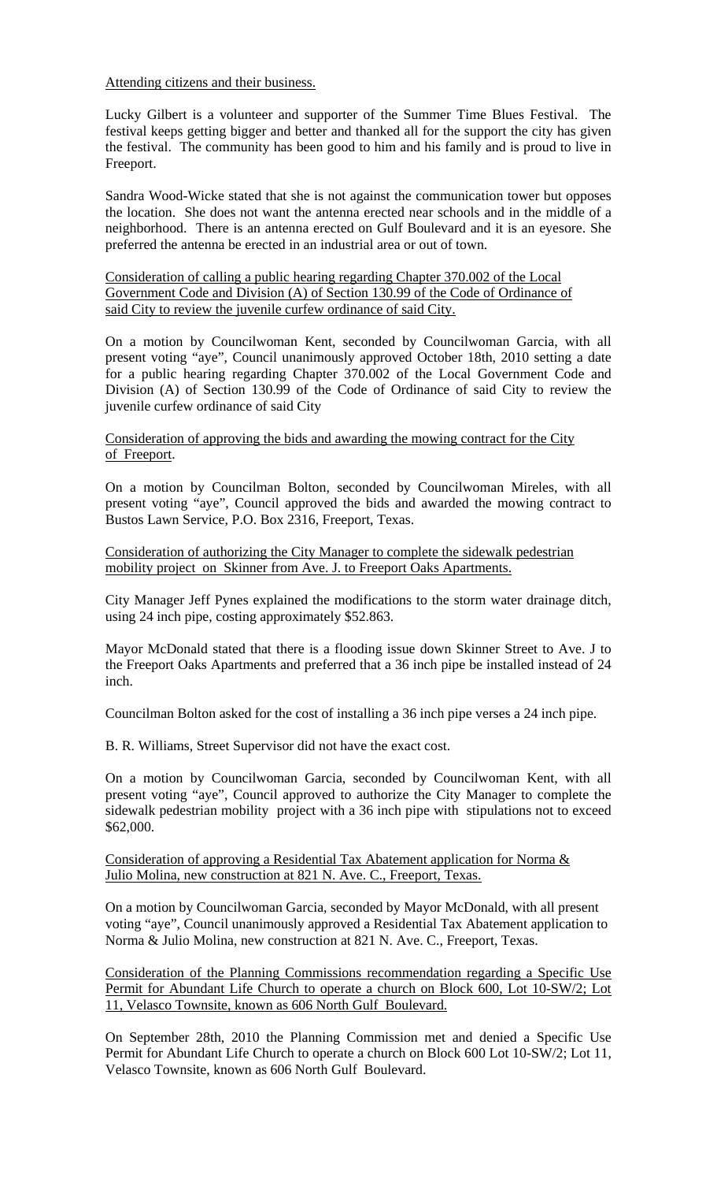Attending citizens and their business.

Lucky Gilbert is a volunteer and supporter of the Summer Time Blues Festival. The festival keeps getting bigger and better and thanked all for the support the city has given the festival. The community has been good to him and his family and is proud to live in Freeport.

Sandra Wood-Wicke stated that she is not against the communication tower but opposes the location. She does not want the antenna erected near schools and in the middle of a neighborhood. There is an antenna erected on Gulf Boulevard and it is an eyesore. She preferred the antenna be erected in an industrial area or out of town.

Consideration of calling a public hearing regarding Chapter 370.002 of the Local Government Code and Division (A) of Section 130.99 of the Code of Ordinance of said City to review the juvenile curfew ordinance of said City.

On a motion by Councilwoman Kent, seconded by Councilwoman Garcia, with all present voting "aye", Council unanimously approved October 18th, 2010 setting a date for a public hearing regarding Chapter 370.002 of the Local Government Code and Division (A) of Section 130.99 of the Code of Ordinance of said City to review the juvenile curfew ordinance of said City

Consideration of approving the bids and awarding the mowing contract for the City of Freeport.

On a motion by Councilman Bolton, seconded by Councilwoman Mireles, with all present voting "aye", Council approved the bids and awarded the mowing contract to Bustos Lawn Service, P.O. Box 2316, Freeport, Texas.

Consideration of authorizing the City Manager to complete the sidewalk pedestrian mobility project on Skinner from Ave. J. to Freeport Oaks Apartments.

City Manager Jeff Pynes explained the modifications to the storm water drainage ditch, using 24 inch pipe, costing approximately $52.863.

Mayor McDonald stated that there is a flooding issue down Skinner Street to Ave. J to the Freeport Oaks Apartments and preferred that a 36 inch pipe be installed instead of 24 inch.

Councilman Bolton asked for the cost of installing a 36 inch pipe verses a 24 inch pipe.

B. R. Williams, Street Supervisor did not have the exact cost.

On a motion by Councilwoman Garcia, seconded by Councilwoman Kent, with all present voting "aye", Council approved to authorize the City Manager to complete the sidewalk pedestrian mobility project with a 36 inch pipe with stipulations not to exceed $62,000.

Consideration of approving a Residential Tax Abatement application for Norma & Julio Molina, new construction at 821 N. Ave. C., Freeport, Texas.

On a motion by Councilwoman Garcia, seconded by Mayor McDonald, with all present voting "aye", Council unanimously approved a Residential Tax Abatement application to Norma & Julio Molina, new construction at 821 N. Ave. C., Freeport, Texas.

Consideration of the Planning Commissions recommendation regarding a Specific Use Permit for Abundant Life Church to operate a church on Block 600, Lot 10-SW/2; Lot 11, Velasco Townsite, known as 606 North Gulf Boulevard.

On September 28th, 2010 the Planning Commission met and denied a Specific Use Permit for Abundant Life Church to operate a church on Block 600 Lot 10-SW/2; Lot 11, Velasco Townsite, known as 606 North Gulf Boulevard.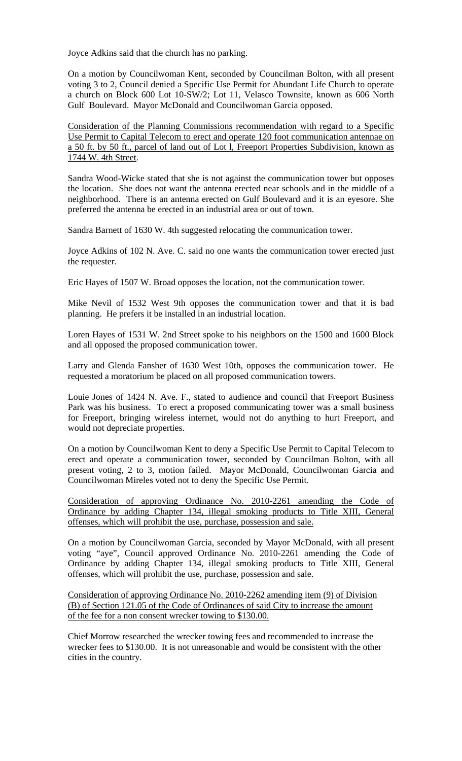Joyce Adkins said that the church has no parking.

On a motion by Councilwoman Kent, seconded by Councilman Bolton, with all present voting 3 to 2, Council denied a Specific Use Permit for Abundant Life Church to operate a church on Block 600 Lot 10-SW/2; Lot 11, Velasco Townsite, known as 606 North Gulf Boulevard. Mayor McDonald and Councilwoman Garcia opposed.

<u>Consideration of the Planning Commissions recommendation with regard to a Specific Use Permit to Capital Telecom to erect and operate 120 foot communication antennae on a 50 ft. by 50 ft., parcel of land out of Lot l, Freeport Properties Subdivision, known as 1744 W. 4th Street.</u>

Sandra Wood-Wicke stated that she is not against the communication tower but opposes the location. She does not want the antenna erected near schools and in the middle of a neighborhood. There is an antenna erected on Gulf Boulevard and it is an eyesore. She preferred the antenna be erected in an industrial area or out of town.

Sandra Barnett of 1630 W. 4th suggested relocating the communication tower.

Joyce Adkins of 102 N. Ave. C. said no one wants the communication tower erected just the requester.

Eric Hayes of 1507 W. Broad opposes the location, not the communication tower.

Mike Nevil of 1532 West 9th opposes the communication tower and that it is bad planning. He prefers it be installed in an industrial location.

Loren Hayes of 1531 W. 2nd Street spoke to his neighbors on the 1500 and 1600 Block and all opposed the proposed communication tower.

Larry and Glenda Fansher of 1630 West 10th, opposes the communication tower. He requested a moratorium be placed on all proposed communication towers.

Louie Jones of 1424 N. Ave. F., stated to audience and council that Freeport Business Park was his business. To erect a proposed communicating tower was a small business for Freeport, bringing wireless internet, would not do anything to hurt Freeport, and would not depreciate properties.

On a motion by Councilwoman Kent to deny a Specific Use Permit to Capital Telecom to erect and operate a communication tower, seconded by Councilman Bolton, with all present voting, 2 to 3, motion failed. Mayor McDonald, Councilwoman Garcia and Councilwoman Mireles voted not to deny the Specific Use Permit.

<u>Consideration of approving Ordinance No. 2010-2261 amending the Code of Ordinance by adding Chapter 134, illegal smoking products to Title XIII, General offenses, which will prohibit the use, purchase, possession and sale.</u>

On a motion by Councilwoman Garcia, seconded by Mayor McDonald, with all present voting "aye", Council approved Ordinance No. 2010-2261 amending the Code of Ordinance by adding Chapter 134, illegal smoking products to Title XIII, General offenses, which will prohibit the use, purchase, possession and sale.

<u>Consideration of approving Ordinance No. 2010-2262 amending item (9) of Division (B) of Section 121.05 of the Code of Ordinances of said City to increase the amount of the fee for a non consent wrecker towing to $130.00.</u>

Chief Morrow researched the wrecker towing fees and recommended to increase the wrecker fees to $130.00. It is not unreasonable and would be consistent with the other cities in the country.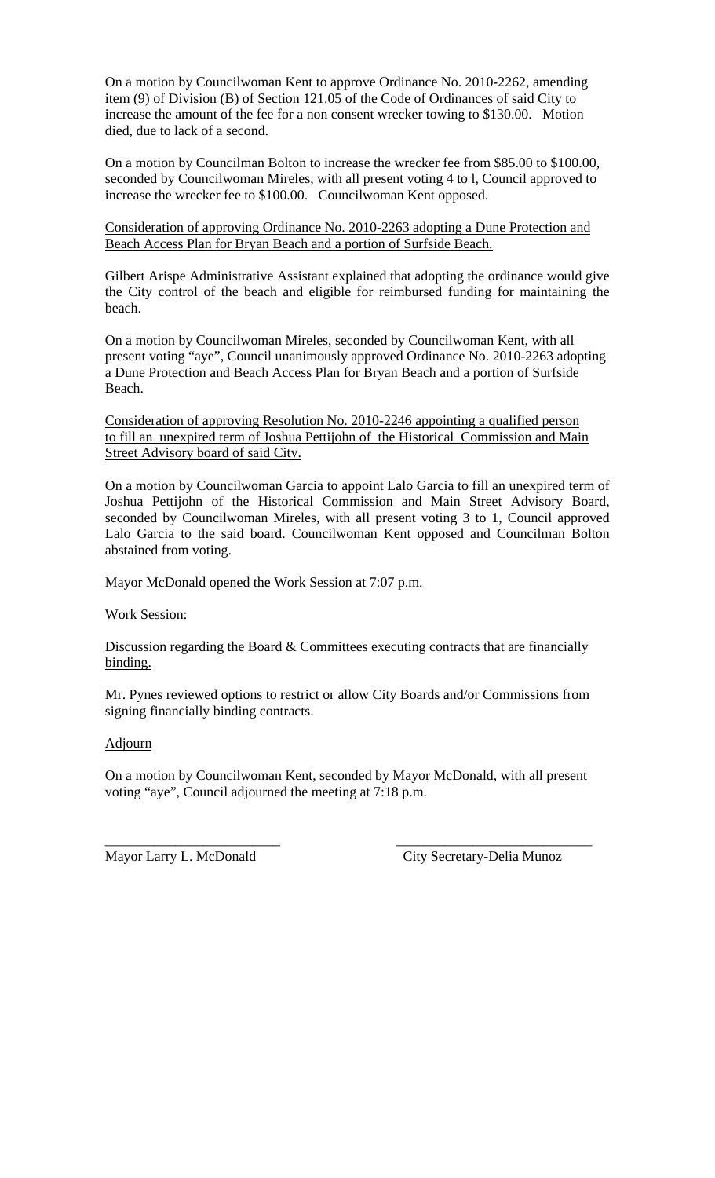On a motion by Councilwoman Kent to approve Ordinance No. 2010-2262, amending item (9) of Division (B) of Section 121.05 of the Code of Ordinances of said City to increase the amount of the fee for a non consent wrecker towing to $130.00. Motion died, due to lack of a second.

On a motion by Councilman Bolton to increase the wrecker fee from $85.00 to $100.00, seconded by Councilwoman Mireles, with all present voting 4 to l, Council approved to increase the wrecker fee to $100.00. Councilwoman Kent opposed.

Consideration of approving Ordinance No. 2010-2263 adopting a Dune Protection and Beach Access Plan for Bryan Beach and a portion of Surfside Beach.

Gilbert Arispe Administrative Assistant explained that adopting the ordinance would give the City control of the beach and eligible for reimbursed funding for maintaining the beach.

On a motion by Councilwoman Mireles, seconded by Councilwoman Kent, with all present voting "aye", Council unanimously approved Ordinance No. 2010-2263 adopting a Dune Protection and Beach Access Plan for Bryan Beach and a portion of Surfside Beach.

Consideration of approving Resolution No. 2010-2246 appointing a qualified person to fill an unexpired term of Joshua Pettijohn of the Historical Commission and Main Street Advisory board of said City.

On a motion by Councilwoman Garcia to appoint Lalo Garcia to fill an unexpired term of Joshua Pettijohn of the Historical Commission and Main Street Advisory Board, seconded by Councilwoman Mireles, with all present voting 3 to 1, Council approved Lalo Garcia to the said board. Councilwoman Kent opposed and Councilman Bolton abstained from voting.

Mayor McDonald opened the Work Session at 7:07 p.m.

Work Session:

Discussion regarding the Board & Committees executing contracts that are financially binding.

Mr. Pynes reviewed options to restrict or allow City Boards and/or Commissions from signing financially binding contracts.

Adjourn

On a motion by Councilwoman Kent, seconded by Mayor McDonald, with all present voting "aye", Council adjourned the meeting at 7:18 p.m.

_________________________ _____________________________

Mayor Larry L. McDonald City Secretary-Delia Munoz